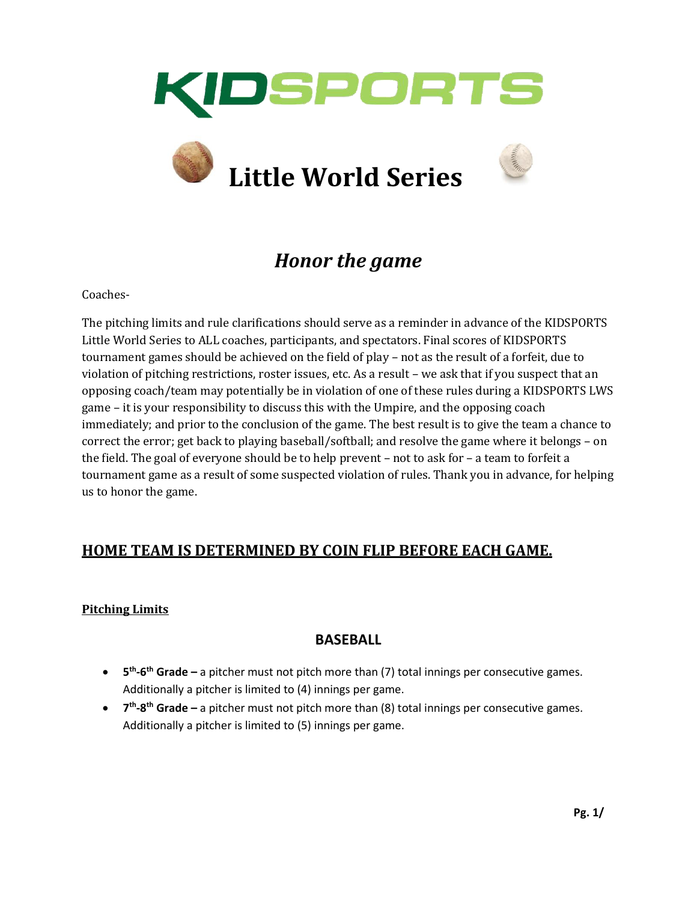# KIDSPORTS

# Little World Series

## *Honor the game*

Coaches-

The pitching limits and rule clarifications should serve as a reminder in advance of the KIDSPORTS Little World Series to ALL coaches, participants, and spectators. Final scores of KIDSPORTS tournament games should be achieved on the field of play – not as the result of a forfeit, due to violation of pitching restrictions, roster issues, etc. As a result – we ask that if you suspect that an opposing coach/team may potentially be in violation of one of these rules during a KIDSPORTS LWS game – it is your responsibility to discuss this with the Umpire, and the opposing coach immediately; and prior to the conclusion of the game. The best result is to give the team a chance to correct the error; get back to playing baseball/softball; and resolve the game where it belongs – on the field. The goal of everyone should be to help prevent – not to ask for – a team to forfeit a tournament game as a result of some suspected violation of rules. Thank you in advance, for helping us to honor the game.

## HOME TEAM IS DETERMINED BY COIN FLIP BEFORE EACH GAME.

**Pitching Limits**

### BASEBALL

- **5th-6th Grade –** a pitcher must not pitch more than (7) total innings per consecutive games. Additionally a pitcher is limited to (4) innings per game.
- **7th-8th Grade –** a pitcher must not pitch more than (8) total innings per consecutive games. Additionally a pitcher is limited to (5) innings per game.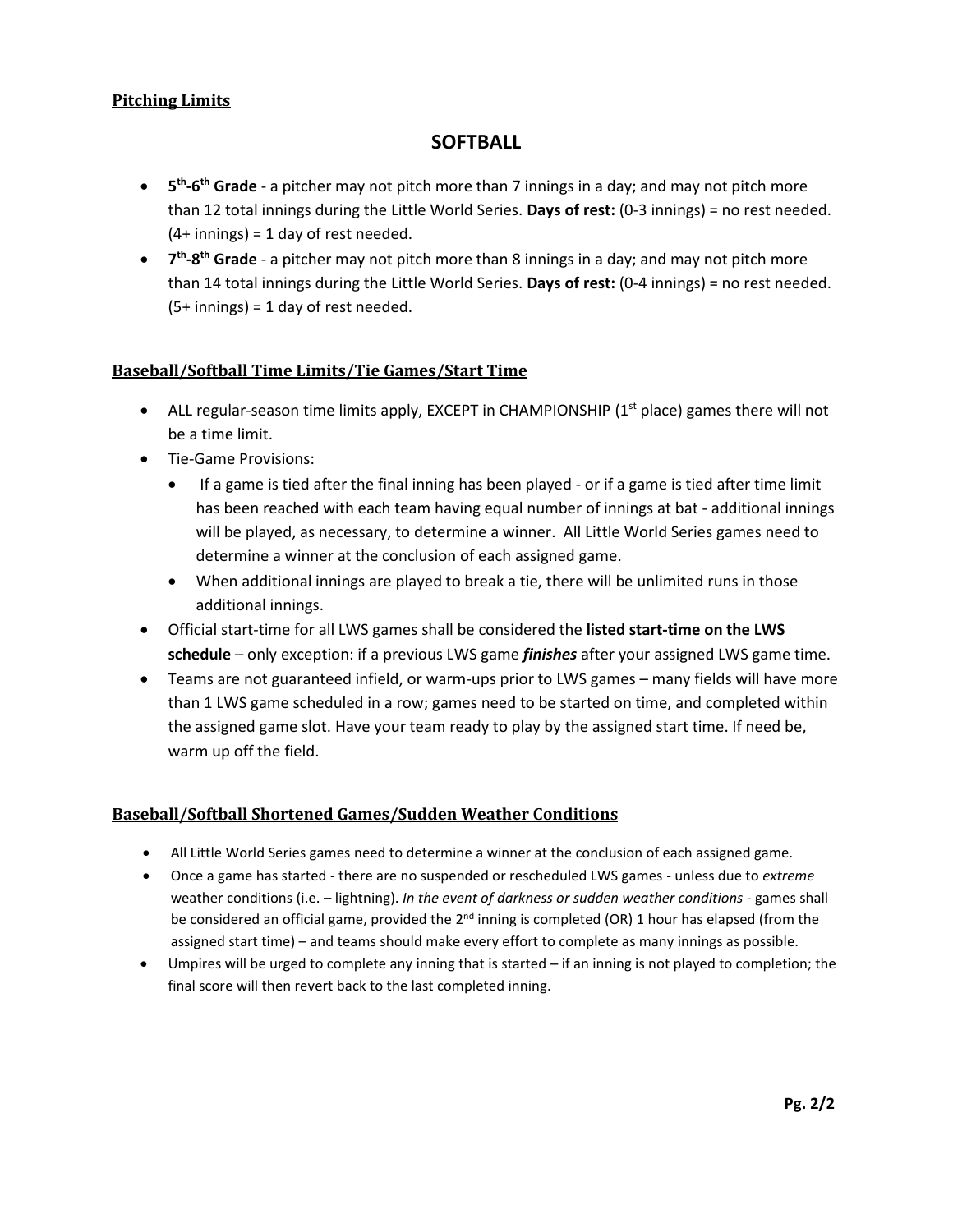**Pitching Limits**

## SOFTBALL

- **5th-6th Grade** - a pitcher may not pitch more than 7 innings in a day; and may not pitch more than 12 total innings during the Little World Series. **Days of rest:** (0-3 innings) = no rest needed. (4+ innings) = 1 day of rest needed.
- **7th-8th Grade** - a pitcher may not pitch more than 8 innings in a day; and may not pitch more than 14 total innings during the Little World Series. **Days of rest:** (0-4 innings) = no rest needed. (5+ innings) = 1 day of rest needed.

**Baseball/Softball Time Limits/Tie Games/Start Time**

- ALL regular-season time limits apply, EXCEPT in CHAMPIONSHIP (1st place) games there will not be a time limit.
- Tie-Game Provisions:
  - If a game is tied after the final inning has been played - or if a game is tied after time limit has been reached with each team having equal number of innings at bat - additional innings will be played, as necessary, to determine a winner. All Little World Series games need to determine a winner at the conclusion of each assigned game.
  - When additional innings are played to break a tie, there will be unlimited runs in those additional innings.
- Official start-time for all LWS games shall be considered the **listed start-time on the LWS schedule** – only exception: if a previous LWS game ***finishes*** after your assigned LWS game time.
- Teams are not guaranteed infield, or warm-ups prior to LWS games – many fields will have more than 1 LWS game scheduled in a row; games need to be started on time, and completed within the assigned game slot. Have your team ready to play by the assigned start time. If need be, warm up off the field.

**Baseball/Softball Shortened Games/Sudden Weather Conditions**

- All Little World Series games need to determine a winner at the conclusion of each assigned game.
- Once a game has started - there are no suspended or rescheduled LWS games - unless due to *extreme* weather conditions (i.e. – lightning). *In the event of darkness or sudden weather conditions* - games shall be considered an official game, provided the 2nd inning is completed (OR) 1 hour has elapsed (from the assigned start time) – and teams should make every effort to complete as many innings as possible.
- Umpires will be urged to complete any inning that is started – if an inning is not played to completion; the final score will then revert back to the last completed inning.